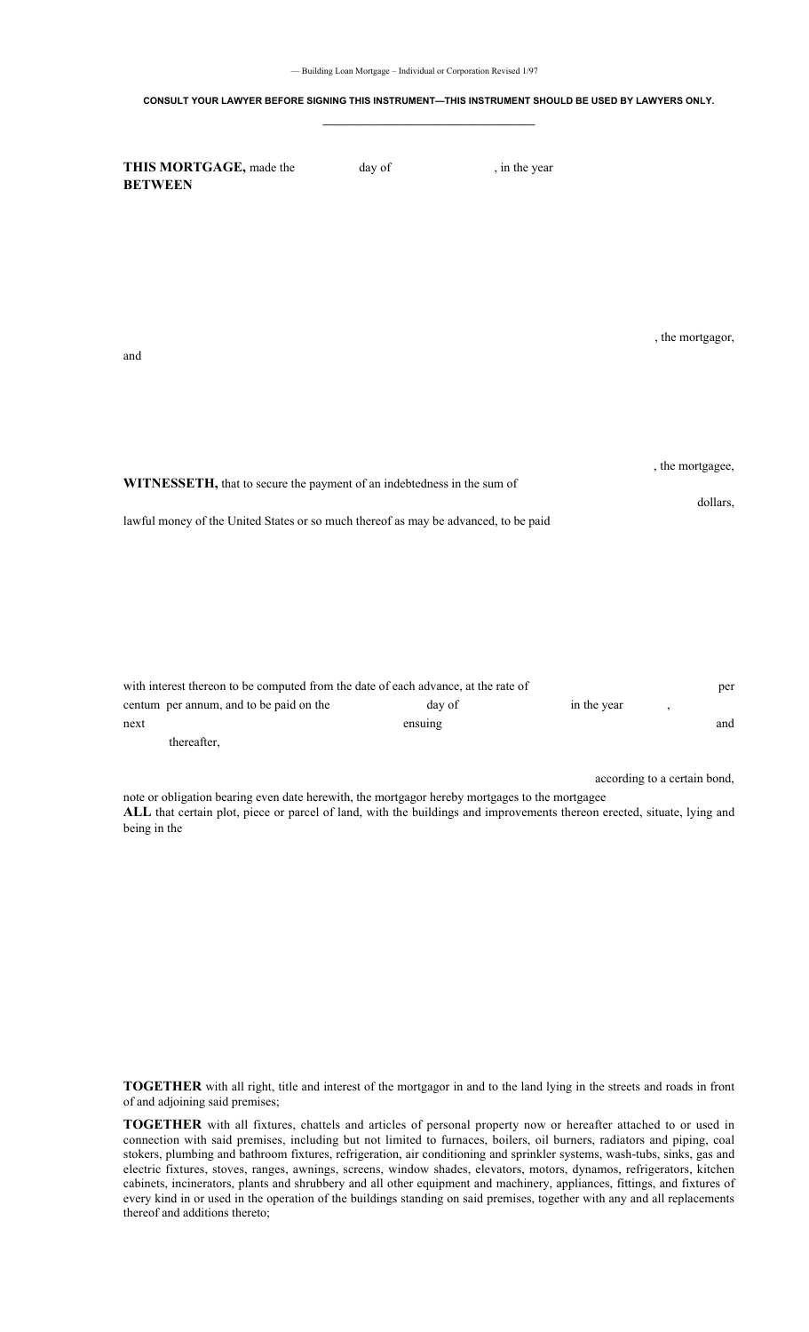— Building Loan Mortgage – Individual or Corporation Revised 1/97

**CONSULT YOUR LAWYER BEFORE SIGNING THIS INSTRUMENT—THIS INSTRUMENT SHOULD BE USED BY LAWYERS ONLY.**

---

**THIS MORTGAGE,** made the day of , in the year
**BETWEEN**

, the mortgagor,

and

, the mortgagee,

**WITNESSETH,** that to secure the payment of an indebtedness in the sum of

dollars,

lawful money of the United States or so much thereof as may be advanced, to be paid

with interest thereon to be computed from the date of each advance, at the rate of per centum per annum, and to be paid on the day of in the year , next ensuing and thereafter,

according to a certain bond, note or obligation bearing even date herewith, the mortgagor hereby mortgages to the mortgagee

**ALL** that certain plot, piece or parcel of land, with the buildings and improvements thereon erected, situate, lying and being in the

**TOGETHER** with all right, title and interest of the mortgagor in and to the land lying in the streets and roads in front of and adjoining said premises;

**TOGETHER** with all fixtures, chattels and articles of personal property now or hereafter attached to or used in connection with said premises, including but not limited to furnaces, boilers, oil burners, radiators and piping, coal stokers, plumbing and bathroom fixtures, refrigeration, air conditioning and sprinkler systems, wash-tubs, sinks, gas and electric fixtures, stoves, ranges, awnings, screens, window shades, elevators, motors, dynamos, refrigerators, kitchen cabinets, incinerators, plants and shrubbery and all other equipment and machinery, appliances, fittings, and fixtures of every kind in or used in the operation of the buildings standing on said premises, together with any and all replacements thereof and additions thereto;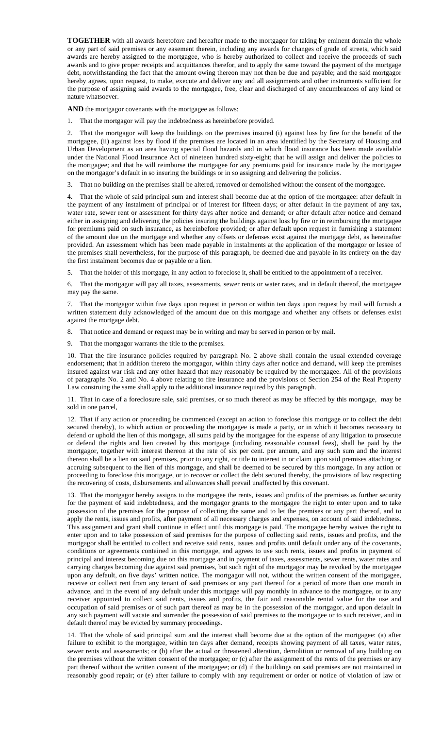**TOGETHER** with all awards heretofore and hereafter made to the mortgagor for taking by eminent domain the whole or any part of said premises or any easement therein, including any awards for changes of grade of streets, which said awards are hereby assigned to the mortgagee, who is hereby authorized to collect and receive the proceeds of such awards and to give proper receipts and acquittances therefor, and to apply the same toward the payment of the mortgage debt, notwithstanding the fact that the amount owing thereon may not then be due and payable; and the said mortgagor hereby agrees, upon request, to make, execute and deliver any and all assignments and other instruments sufficient for the purpose of assigning said awards to the mortgagee, free, clear and discharged of any encumbrances of any kind or nature whatsoever.

**AND** the mortgagor covenants with the mortgagee as follows:

1. That the mortgagor will pay the indebtedness as hereinbefore provided.

2. That the mortgagor will keep the buildings on the premises insured (i) against loss by fire for the benefit of the mortgagee, (ii) against loss by flood if the premises are located in an area identified by the Secretary of Housing and Urban Development as an area having special flood hazards and in which flood insurance has been made available under the National Flood Insurance Act of nineteen hundred sixty-eight; that he will assign and deliver the policies to the mortgagee; and that he will reimburse the mortgagee for any premiums paid for insurance made by the mortgagee on the mortgagor's default in so insuring the buildings or in so assigning and delivering the policies.

3. That no building on the premises shall be altered, removed or demolished without the consent of the mortgagee.

4. That the whole of said principal sum and interest shall become due at the option of the mortgagee: after default in the payment of any instalment of principal or of interest for fifteen days; or after default in the payment of any tax, water rate, sewer rent or assessment for thirty days after notice and demand; or after default after notice and demand either in assigning and delivering the policies insuring the buildings against loss by fire or in reimbursing the mortgagee for premiums paid on such insurance, as hereinbefore provided; or after default upon request in furnishing a statement of the amount due on the mortgage and whether any offsets or defenses exist against the mortgage debt, as hereinafter provided. An assessment which has been made payable in instalments at the application of the mortgagor or lessee of the premises shall nevertheless, for the purpose of this paragraph, be deemed due and payable in its entirety on the day the first instalment becomes due or payable or a lien.

5. That the holder of this mortgage, in any action to foreclose it, shall be entitled to the appointment of a receiver.

6. That the mortgagor will pay all taxes, assessments, sewer rents or water rates, and in default thereof, the mortgagee may pay the same.

7. That the mortgagor within five days upon request in person or within ten days upon request by mail will furnish a written statement duly acknowledged of the amount due on this mortgage and whether any offsets or defenses exist against the mortgage debt.

8. That notice and demand or request may be in writing and may be served in person or by mail.

9. That the mortgagor warrants the title to the premises.

10. That the fire insurance policies required by paragraph No. 2 above shall contain the usual extended coverage endorsement; that in addition thereto the mortgagor, within thirty days after notice and demand, will keep the premises insured against war risk and any other hazard that may reasonably be required by the mortgagee. All of the provisions of paragraphs No. 2 and No. 4 above relating to fire insurance and the provisions of Section 254 of the Real Property Law construing the same shall apply to the additional insurance required by this paragraph.

11. That in case of a foreclosure sale, said premises, or so much thereof as may be affected by this mortgage, may be sold in one parcel,

12. That if any action or proceeding be commenced (except an action to foreclose this mortgage or to collect the debt secured thereby), to which action or proceeding the mortgagee is made a party, or in which it becomes necessary to defend or uphold the lien of this mortgage, all sums paid by the mortgagee for the expense of any litigation to prosecute or defend the rights and lien created by this mortgage (including reasonable counsel fees), shall be paid by the mortgagor, together with interest thereon at the rate of six per cent. per annum, and any such sum and the interest thereon shall be a lien on said premises, prior to any right, or title to interest in or claim upon said premises attaching or accruing subsequent to the lien of this mortgage, and shall be deemed to be secured by this mortgage. In any action or proceeding to foreclose this mortgage, or to recover or collect the debt secured thereby, the provisions of law respecting the recovering of costs, disbursements and allowances shall prevail unaffected by this covenant.

13. That the mortgagor hereby assigns to the mortgagee the rents, issues and profits of the premises as further security for the payment of said indebtedness, and the mortgagor grants to the mortgagee the right to enter upon and to take possession of the premises for the purpose of collecting the same and to let the premises or any part thereof, and to apply the rents, issues and profits, after payment of all necessary charges and expenses, on account of said indebtedness. This assignment and grant shall continue in effect until this mortgage is paid. The mortgagee hereby waives the right to enter upon and to take possession of said premises for the purpose of collecting said rents, issues and profits, and the mortgagor shall be entitled to collect and receive said rents, issues and profits until default under any of the covenants, conditions or agreements contained in this mortgage, and agrees to use such rents, issues and profits in payment of principal and interest becoming due on this mortgage and in payment of taxes, assessments, sewer rents, water rates and carrying charges becoming due against said premises, but such right of the mortgagor may be revoked by the mortgagee upon any default, on five days' written notice. The mortgagor will not, without the written consent of the mortgagee, receive or collect rent from any tenant of said premises or any part thereof for a period of more than one month in advance, and in the event of any default under this mortgage will pay monthly in advance to the mortgagee, or to any receiver appointed to collect said rents, issues and profits, the fair and reasonable rental value for the use and occupation of said premises or of such part thereof as may be in the possession of the mortgagor, and upon default in any such payment will vacate and surrender the possession of said premises to the mortgagee or to such receiver, and in default thereof may be evicted by summary proceedings.

14. That the whole of said principal sum and the interest shall become due at the option of the mortgagee: (a) after failure to exhibit to the mortgagee, within ten days after demand, receipts showing payment of all taxes, water rates, sewer rents and assessments; or (b) after the actual or threatened alteration, demolition or removal of any building on the premises without the written consent of the mortgagee; or (c) after the assignment of the rents of the premises or any part thereof without the written consent of the mortgagee; or (d) if the buildings on said premises are not maintained in reasonably good repair; or (e) after failure to comply with any requirement or order or notice of violation of law or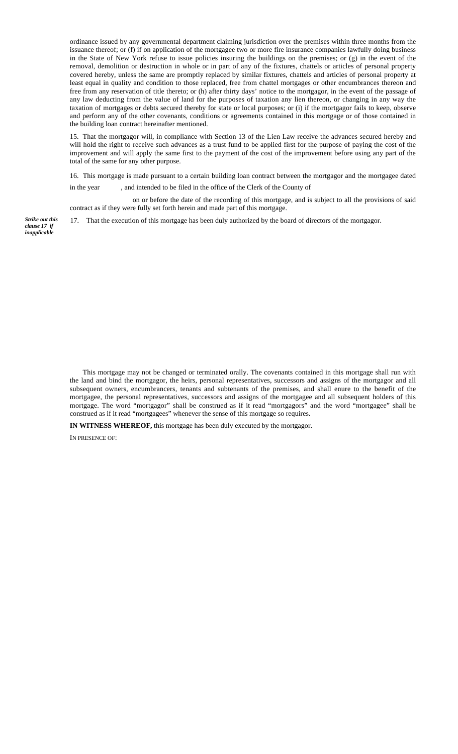ordinance issued by any governmental department claiming jurisdiction over the premises within three months from the issuance thereof; or (f) if on application of the mortgagee two or more fire insurance companies lawfully doing business in the State of New York refuse to issue policies insuring the buildings on the premises; or (g) in the event of the removal, demolition or destruction in whole or in part of any of the fixtures, chattels or articles of personal property covered hereby, unless the same are promptly replaced by similar fixtures, chattels and articles of personal property at least equal in quality and condition to those replaced, free from chattel mortgages or other encumbrances thereon and free from any reservation of title thereto; or (h) after thirty days' notice to the mortgagor, in the event of the passage of any law deducting from the value of land for the purposes of taxation any lien thereon, or changing in any way the taxation of mortgages or debts secured thereby for state or local purposes; or (i) if the mortgagor fails to keep, observe and perform any of the other covenants, conditions or agreements contained in this mortgage or of those contained in the building loan contract hereinafter mentioned.

15. That the mortgagor will, in compliance with Section 13 of the Lien Law receive the advances secured hereby and will hold the right to receive such advances as a trust fund to be applied first for the purpose of paying the cost of the improvement and will apply the same first to the payment of the cost of the improvement before using any part of the total of the same for any other purpose.

16. This mortgage is made pursuant to a certain building loan contract between the mortgagor and the mortgagee dated in the year , and intended to be filed in the office of the Clerk of the County of on or before the date of the recording of this mortgage, and is subject to all the provisions of said contract as if they were fully set forth herein and made part of this mortgage.

*Strike out this clause 17 if inapplicable*

17. That the execution of this mortgage has been duly authorized by the board of directors of the mortgagor.

This mortgage may not be changed or terminated orally. The covenants contained in this mortgage shall run with the land and bind the mortgagor, the heirs, personal representatives, successors and assigns of the mortgagor and all subsequent owners, encumbrancers, tenants and subtenants of the premises, and shall enure to the benefit of the mortgagee, the personal representatives, successors and assigns of the mortgagee and all subsequent holders of this mortgage. The word "mortgagor" shall be construed as if it read "mortgagors" and the word "mortgagee" shall be construed as if it read "mortgagees" whenever the sense of this mortgage so requires.

**IN WITNESS WHEREOF,** this mortgage has been duly executed by the mortgagor.

IN PRESENCE OF: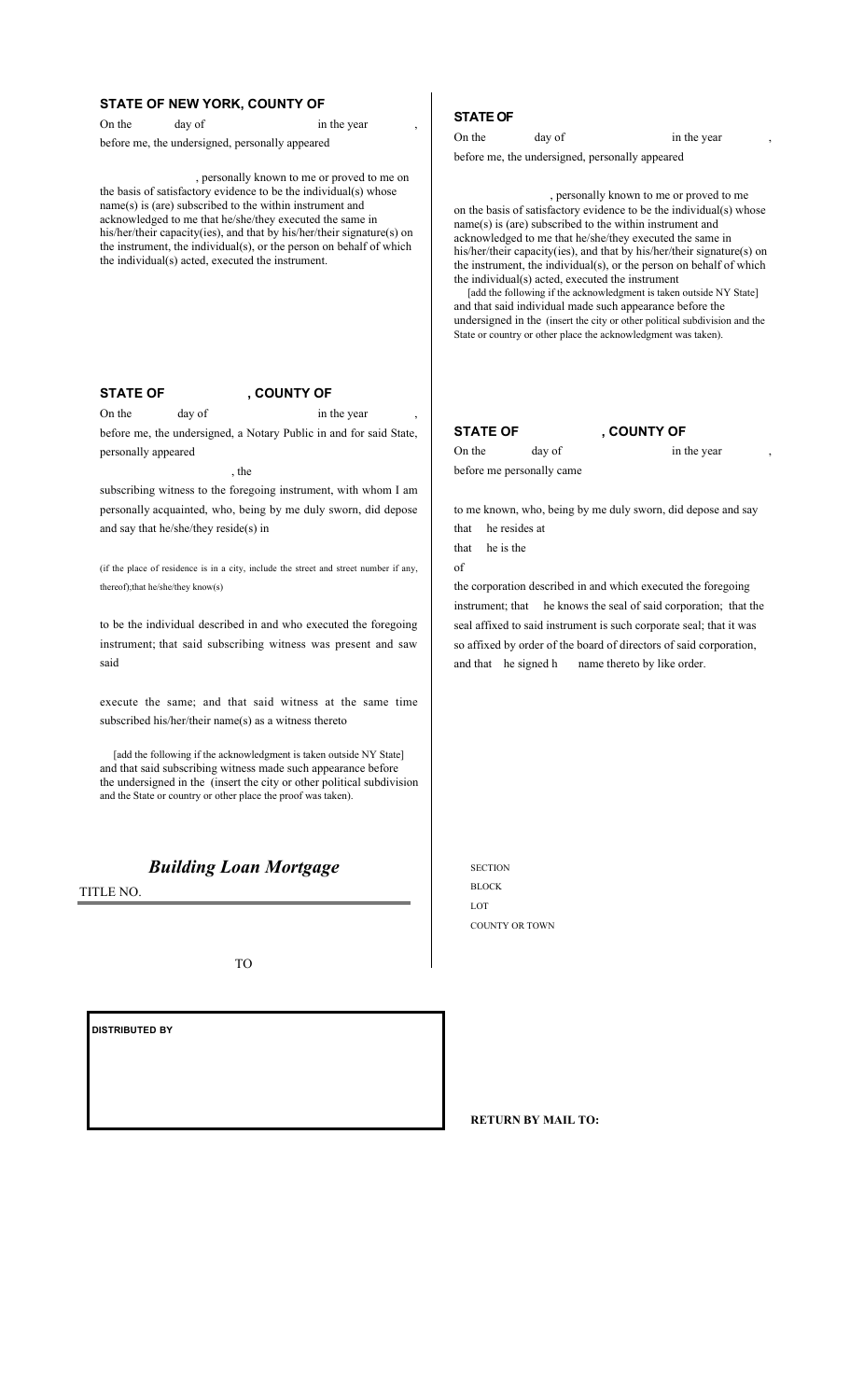**STATE OF NEW YORK, COUNTY OF**

On the day of in the year ,

before me, the undersigned, personally appeared

, personally known to me or proved to me on the basis of satisfactory evidence to be the individual(s) whose name(s) is (are) subscribed to the within instrument and acknowledged to me that he/she/they executed the same in his/her/their capacity(ies), and that by his/her/their signature(s) on the instrument, the individual(s), or the person on behalf of which the individual(s) acted, executed the instrument.

**STATE OF , COUNTY OF**

On the day of in the year ,

before me, the undersigned, a Notary Public in and for said State, personally appeared

, the

subscribing witness to the foregoing instrument, with whom I am personally acquainted, who, being by me duly sworn, did depose and say that he/she/they reside(s) in

(if the place of residence is in a city, include the street and street number if any, thereof);that he/she/they know(s)

to be the individual described in and who executed the foregoing instrument; that said subscribing witness was present and saw said

execute the same; and that said witness at the same time subscribed his/her/their name(s) as a witness thereto

[add the following if the acknowledgment is taken outside NY State] and that said subscribing witness made such appearance before the undersigned in the (insert the city or other political subdivision and the State or country or other place the proof was taken).

# *Building Loan Mortgage*

TITLE NO.

TO

**DISTRIBUTED BY**

**STATE OF**

On the day of in the year ,

before me, the undersigned, personally appeared

, personally known to me or proved to me on the basis of satisfactory evidence to be the individual(s) whose name(s) is (are) subscribed to the within instrument and acknowledged to me that he/she/they executed the same in his/her/their capacity(ies), and that by his/her/their signature(s) on the instrument, the individual(s), or the person on behalf of which the individual(s) acted, executed the instrument

[add the following if the acknowledgment is taken outside NY State] and that said individual made such appearance before the undersigned in the (insert the city or other political subdivision and the State or country or other place the acknowledgment was taken).

**STATE OF , COUNTY OF**

On the day of in the year ,

before me personally came

to me known, who, being by me duly sworn, did depose and say

that he resides at

that he is the

of

the corporation described in and which executed the foregoing instrument; that he knows the seal of said corporation; that the seal affixed to said instrument is such corporate seal; that it was so affixed by order of the board of directors of said corporation, and that he signed h name thereto by like order.

SECTION

BLOCK

LOT

COUNTY OR TOWN

**RETURN BY MAIL TO:**